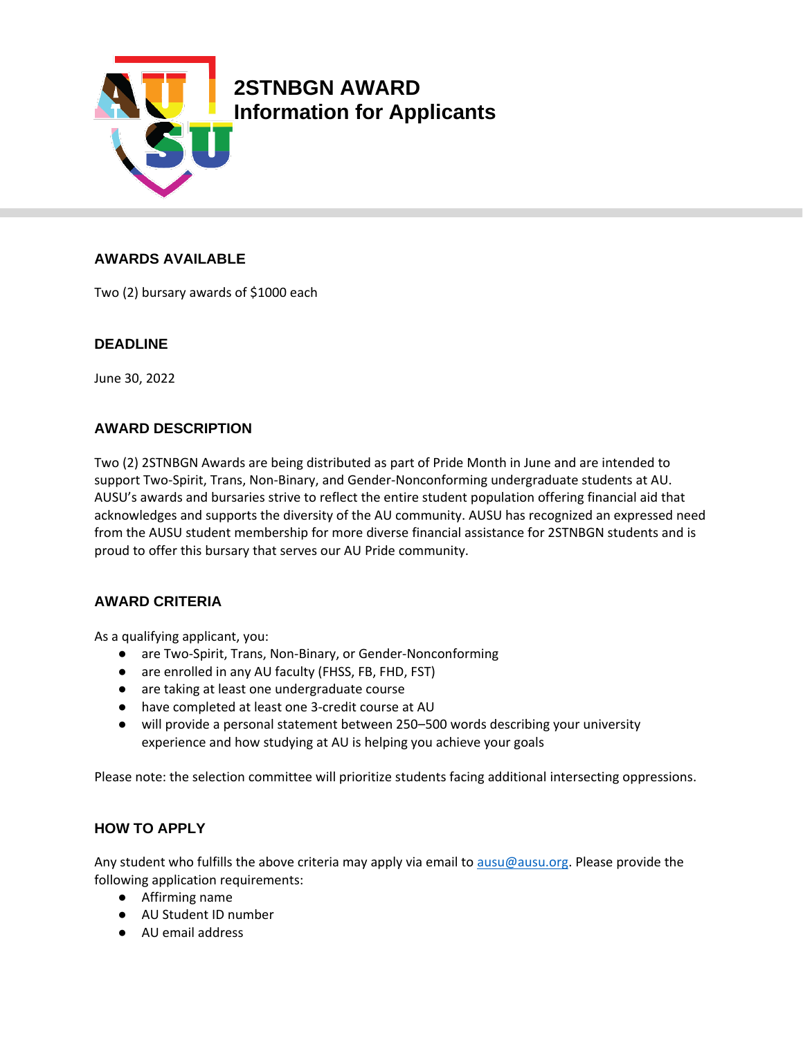# 2STNBGN AWARD
# Information for Applicants

## AWARDS AVAILABLE

Two (2) bursary awards of $1000 each

## DEADLINE

June 30, 2022

## AWARD DESCRIPTION

Two (2) 2STNBGN Awards are being distributed as part of Pride Month in June and are intended to support Two-Spirit, Trans, Non-Binary, and Gender-Nonconforming undergraduate students at AU. AUSU's awards and bursaries strive to reflect the entire student population offering financial aid that acknowledges and supports the diversity of the AU community. AUSU has recognized an expressed need from the AUSU student membership for more diverse financial assistance for 2STNBGN students and is proud to offer this bursary that serves our AU Pride community.

## AWARD CRITERIA

As a qualifying applicant, you:

- are Two-Spirit, Trans, Non-Binary, or Gender-Nonconforming
- are enrolled in any AU faculty (FHSS, FB, FHD, FST)
- are taking at least one undergraduate course
- have completed at least one 3-credit course at AU
- will provide a personal statement between 250–500 words describing your university experience and how studying at AU is helping you achieve your goals

Please note: the selection committee will prioritize students facing additional intersecting oppressions.

## HOW TO APPLY

Any student who fulfills the above criteria may apply via email to [ausu@ausu.org](mailto:ausu@ausu.org). Please provide the following application requirements:

- Affirming name
- AU Student ID number
- AU email address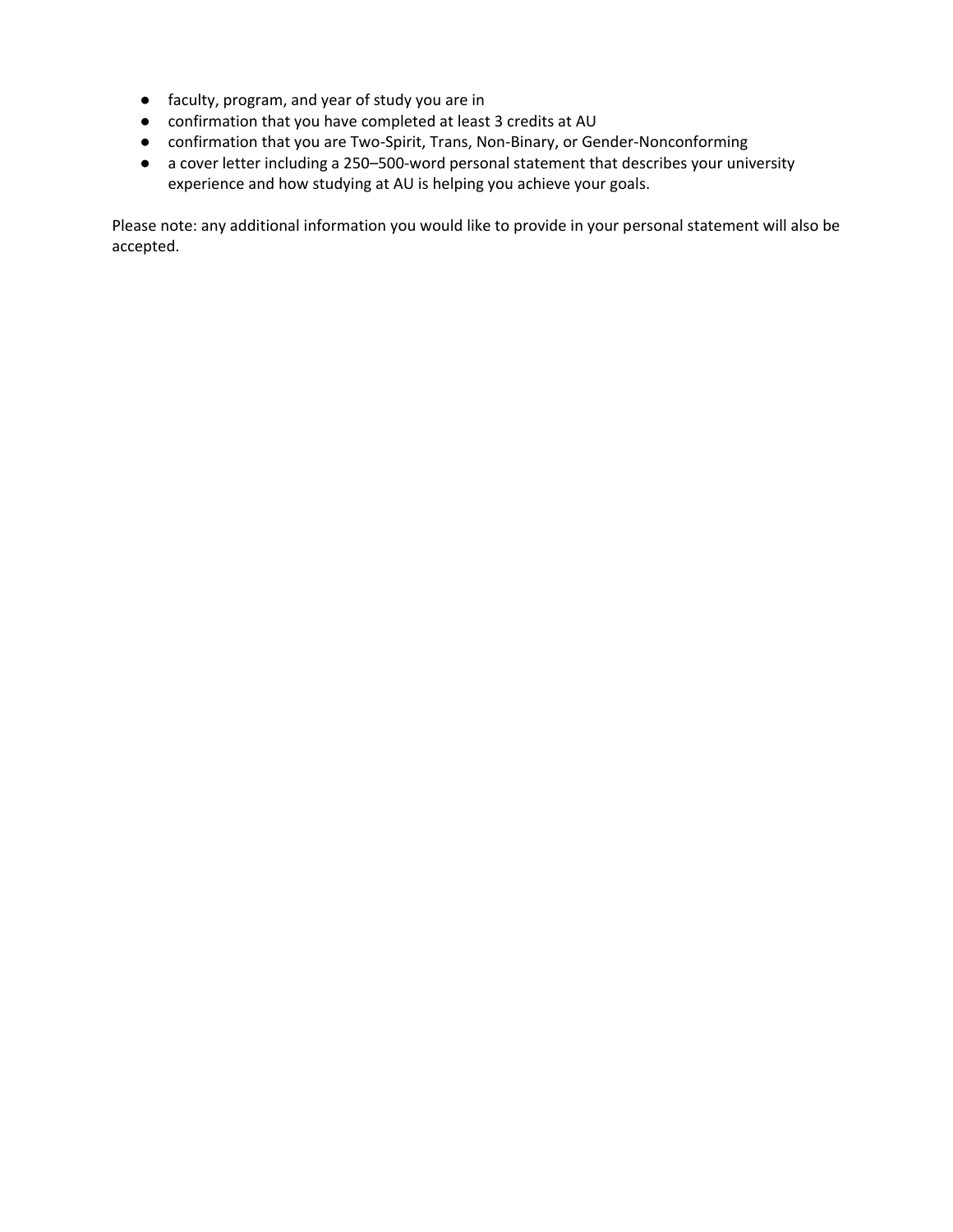- faculty, program, and year of study you are in
- confirmation that you have completed at least 3 credits at AU
- confirmation that you are Two-Spirit, Trans, Non-Binary, or Gender-Nonconforming
- a cover letter including a 250–500-word personal statement that describes your university experience and how studying at AU is helping you achieve your goals.

Please note: any additional information you would like to provide in your personal statement will also be accepted.